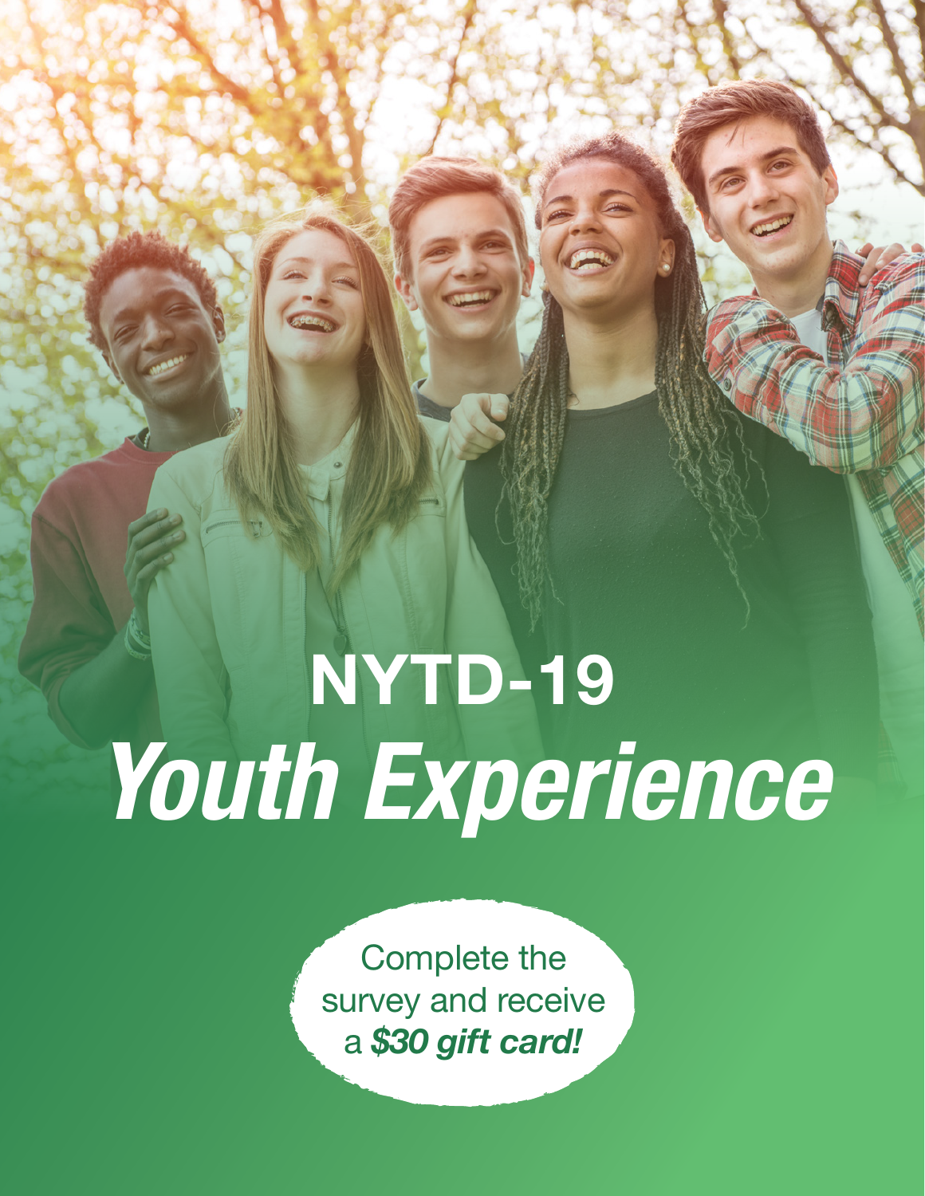# NYTD-19

# *Youth Experience*

Complete the survey and receive a ***$30 gift card!***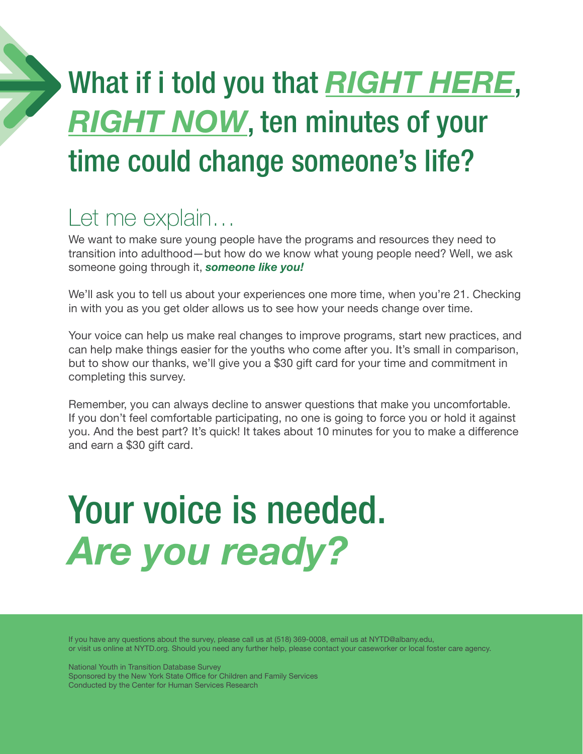# What if i told you that ***RIGHT HERE***, ***RIGHT NOW***, ten minutes of your time could change someone's life?

## Let me explain…

We want to make sure young people have the programs and resources they need to transition into adulthood—but how do we know what young people need? Well, we ask someone going through it, ***someone like you!***

We'll ask you to tell us about your experiences one more time, when you're 21. Checking in with you as you get older allows us to see how your needs change over time.

Your voice can help us make real changes to improve programs, start new practices, and can help make things easier for the youths who come after you. It's small in comparison, but to show our thanks, we'll give you a $30 gift card for your time and commitment in completing this survey.

Remember, you can always decline to answer questions that make you uncomfortable. If you don't feel comfortable participating, no one is going to force you or hold it against you. And the best part? It's quick! It takes about 10 minutes for you to make a difference and earn a $30 gift card.

# Your voice is needed. *Are you ready?*

If you have any questions about the survey, please call us at (518) 369-0008, email us at NYTD@albany.edu, or visit us online at NYTD.org. Should you need any further help, please contact your caseworker or local foster care agency.

National Youth in Transition Database Survey
Sponsored by the New York State Office for Children and Family Services
Conducted by the Center for Human Services Research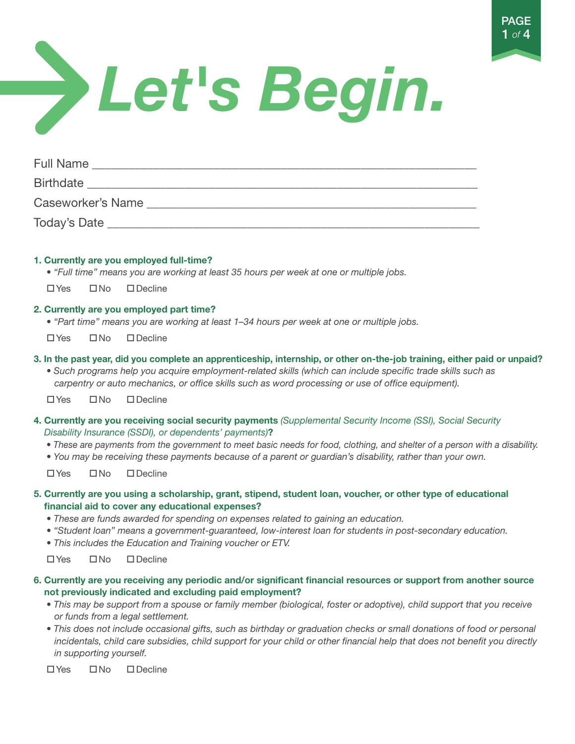# Let's Begin.

Full Name ____________________________________________________________

Birthdate _____________________________________________________________

Caseworker's Name _____________________________________________________

Today's Date __________________________________________________________

**1. Currently are you employed full-time?**

- *"Full time" means you are working at least 35 hours per week at one or multiple jobs.*

☐ Yes ☐ No ☐ Decline

**2. Currently are you employed part time?**

- *"Part time" means you are working at least 1–34 hours per week at one or multiple jobs.*

☐ Yes ☐ No ☐ Decline

**3. In the past year, did you complete an apprenticeship, internship, or other on-the-job training, either paid or unpaid?**

- *Such programs help you acquire employment-related skills (which can include specific trade skills such as carpentry or auto mechanics, or office skills such as word processing or use of office equipment).*

☐ Yes ☐ No ☐ Decline

**4. Currently are you receiving social security payments** *(Supplemental Security Income (SSI), Social Security Disability Insurance (SSDI), or dependents' payments)***?**

- *These are payments from the government to meet basic needs for food, clothing, and shelter of a person with a disability.*
- *You may be receiving these payments because of a parent or guardian's disability, rather than your own.*

☐ Yes ☐ No ☐ Decline

**5. Currently are you using a scholarship, grant, stipend, student loan, voucher, or other type of educational financial aid to cover any educational expenses?**

- *These are funds awarded for spending on expenses related to gaining an education.*
- *"Student loan" means a government-guaranteed, low-interest loan for students in post-secondary education.*
- *This includes the Education and Training voucher or ETV.*

☐ Yes ☐ No ☐ Decline

**6. Currently are you receiving any periodic and/or significant financial resources or support from another source not previously indicated and excluding paid employment?**

- *This may be support from a spouse or family member (biological, foster or adoptive), child support that you receive or funds from a legal settlement.*
- *This does not include occasional gifts, such as birthday or graduation checks or small donations of food or personal incidentals, child care subsidies, child support for your child or other financial help that does not benefit you directly in supporting yourself.*

☐ Yes ☐ No ☐ Decline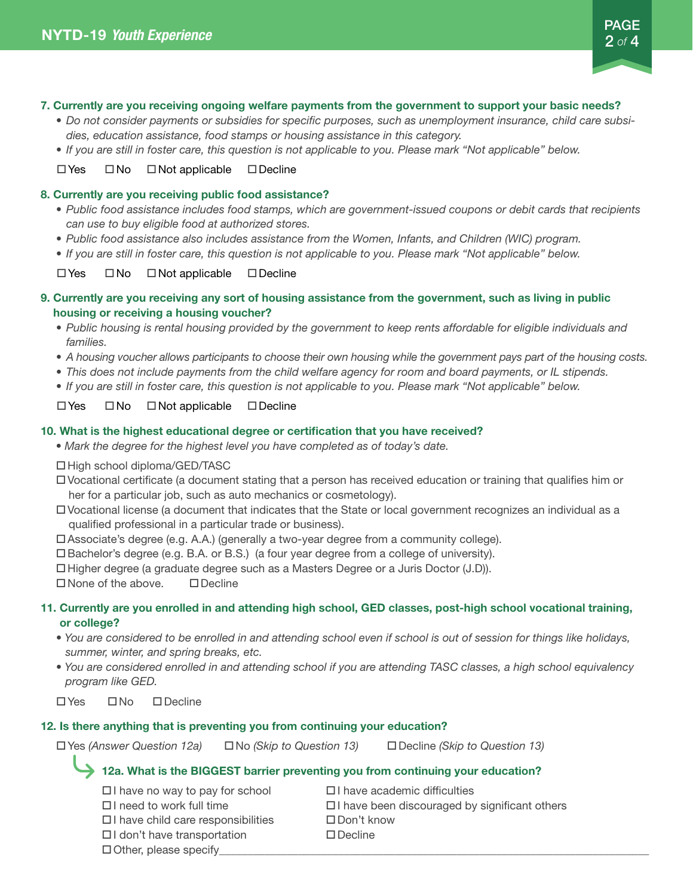**7. Currently are you receiving ongoing welfare payments from the government to support your basic needs?**

- *Do not consider payments or subsidies for specific purposes, such as unemployment insurance, child care subsidies, education assistance, food stamps or housing assistance in this category.*
- *If you are still in foster care, this question is not applicable to you. Please mark "Not applicable" below.*

☐ Yes ☐ No ☐ Not applicable ☐ Decline

**8. Currently are you receiving public food assistance?**

- *Public food assistance includes food stamps, which are government-issued coupons or debit cards that recipients can use to buy eligible food at authorized stores.*
- *Public food assistance also includes assistance from the Women, Infants, and Children (WIC) program.*
- *If you are still in foster care, this question is not applicable to you. Please mark "Not applicable" below.*

☐ Yes ☐ No ☐ Not applicable ☐ Decline

**9. Currently are you receiving any sort of housing assistance from the government, such as living in public housing or receiving a housing voucher?**

- *Public housing is rental housing provided by the government to keep rents affordable for eligible individuals and families.*
- *A housing voucher allows participants to choose their own housing while the government pays part of the housing costs.*
- *This does not include payments from the child welfare agency for room and board payments, or IL stipends.*
- *If you are still in foster care, this question is not applicable to you. Please mark "Not applicable" below.*

☐ Yes ☐ No ☐ Not applicable ☐ Decline

**10. What is the highest educational degree or certification that you have received?**

- *Mark the degree for the highest level you have completed as of today's date.*

☐ High school diploma/GED/TASC
☐ Vocational certificate (a document stating that a person has received education or training that qualifies him or her for a particular job, such as auto mechanics or cosmetology).
☐ Vocational license (a document that indicates that the State or local government recognizes an individual as a qualified professional in a particular trade or business).
☐ Associate's degree (e.g. A.A.) (generally a two-year degree from a community college).
☐ Bachelor's degree (e.g. B.A. or B.S.) (a four year degree from a college of university).
☐ Higher degree (a graduate degree such as a Masters Degree or a Juris Doctor (J.D)).
☐ None of the above. ☐ Decline

**11. Currently are you enrolled in and attending high school, GED classes, post-high school vocational training, or college?**

- *You are considered to be enrolled in and attending school even if school is out of session for things like holidays, summer, winter, and spring breaks, etc.*
- *You are considered enrolled in and attending school if you are attending TASC classes, a high school equivalency program like GED.*

☐ Yes ☐ No ☐ Decline

**12. Is there anything that is preventing you from continuing your education?**

☐ Yes *(Answer Question 12a)* ☐ No *(Skip to Question 13)* ☐ Decline *(Skip to Question 13)*

**12a. What is the BIGGEST barrier preventing you from continuing your education?**

☐ I have no way to pay for school
☐ I need to work full time
☐ I have child care responsibilities
☐ I don't have transportation
☐ I have academic difficulties
☐ I have been discouraged by significant others
☐ Don't know
☐ Decline
☐ Other, please specify\_\_\_\_\_\_\_\_\_\_\_\_\_\_\_\_\_\_\_\_\_\_\_\_\_\_\_\_\_\_\_\_\_\_\_\_\_\_\_\_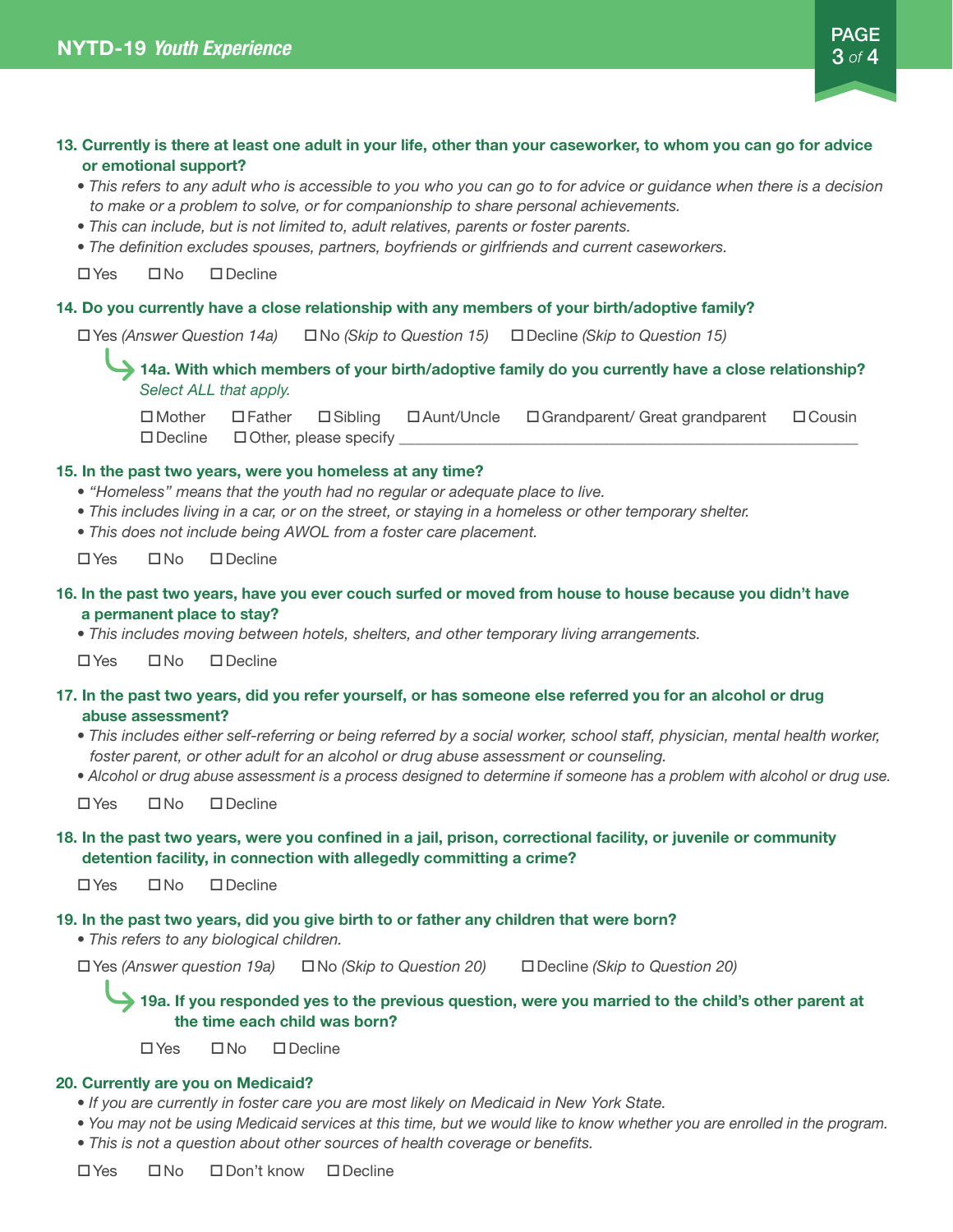**13. Currently is there at least one adult in your life, other than your caseworker, to whom you can go for advice or emotional support?**

- *This refers to any adult who is accessible to you who you can go to for advice or guidance when there is a decision to make or a problem to solve, or for companionship to share personal achievements.*
- *This can include, but is not limited to, adult relatives, parents or foster parents.*
- *The definition excludes spouses, partners, boyfriends or girlfriends and current caseworkers.*

☐ Yes ☐ No ☐ Decline

**14. Do you currently have a close relationship with any members of your birth/adoptive family?**

☐ Yes *(Answer Question 14a)* ☐ No *(Skip to Question 15)* ☐ Decline *(Skip to Question 15)*

**14a. With which members of your birth/adoptive family do you currently have a close relationship?** *Select ALL that apply.*

☐ Mother ☐ Father ☐ Sibling ☐ Aunt/Uncle ☐ Grandparent/ Great grandparent ☐ Cousin
☐ Decline ☐ Other, please specify ____________________

**15. In the past two years, were you homeless at any time?**

- *"Homeless" means that the youth had no regular or adequate place to live.*
- *This includes living in a car, or on the street, or staying in a homeless or other temporary shelter.*
- *This does not include being AWOL from a foster care placement.*

☐ Yes ☐ No ☐ Decline

**16. In the past two years, have you ever couch surfed or moved from house to house because you didn't have a permanent place to stay?**

- *This includes moving between hotels, shelters, and other temporary living arrangements.*

☐ Yes ☐ No ☐ Decline

**17. In the past two years, did you refer yourself, or has someone else referred you for an alcohol or drug abuse assessment?**

- *This includes either self-referring or being referred by a social worker, school staff, physician, mental health worker, foster parent, or other adult for an alcohol or drug abuse assessment or counseling.*
- *Alcohol or drug abuse assessment is a process designed to determine if someone has a problem with alcohol or drug use.*

☐ Yes ☐ No ☐ Decline

**18. In the past two years, were you confined in a jail, prison, correctional facility, or juvenile or community detention facility, in connection with allegedly committing a crime?**

☐ Yes ☐ No ☐ Decline

**19. In the past two years, did you give birth to or father any children that were born?**

- *This refers to any biological children.*

☐ Yes *(Answer question 19a)* ☐ No *(Skip to Question 20)* ☐ Decline *(Skip to Question 20)*

**19a. If you responded yes to the previous question, were you married to the child's other parent at the time each child was born?**

☐ Yes ☐ No ☐ Decline

**20. Currently are you on Medicaid?**

- *If you are currently in foster care you are most likely on Medicaid in New York State.*
- *You may not be using Medicaid services at this time, but we would like to know whether you are enrolled in the program.*
- *This is not a question about other sources of health coverage or benefits.*

☐ Yes ☐ No ☐ Don't know ☐ Decline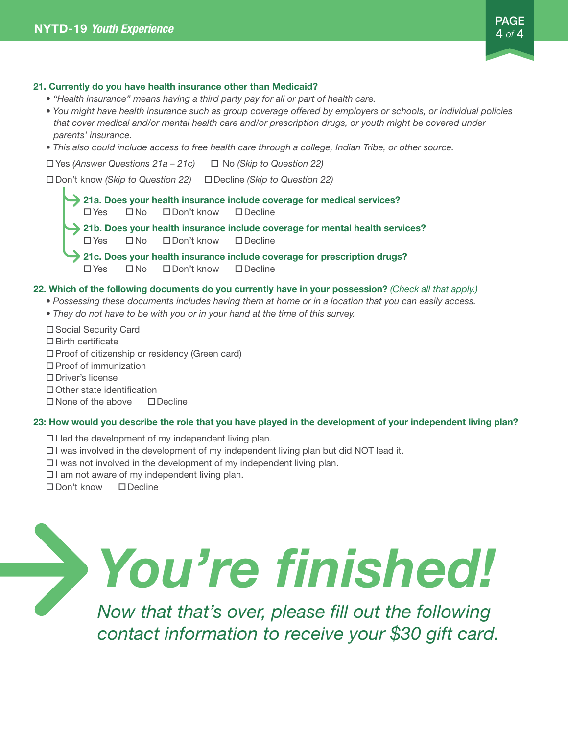**21. Currently do you have health insurance other than Medicaid?**

- *"Health insurance" means having a third party pay for all or part of health care.*
- *You might have health insurance such as group coverage offered by employers or schools, or individual policies that cover medical and/or mental health care and/or prescription drugs, or youth might be covered under parents' insurance.*
- *This also could include access to free health care through a college, Indian Tribe, or other source.*

☐ Yes *(Answer Questions 21a – 21c)*  ☐ No *(Skip to Question 22)*

☐ Don't know *(Skip to Question 22)*  ☐ Decline *(Skip to Question 22)*

**21a. Does your health insurance include coverage for medical services?**

☐ Yes  ☐ No  ☐ Don't know  ☐ Decline

**21b. Does your health insurance include coverage for mental health services?**

☐ Yes  ☐ No  ☐ Don't know  ☐ Decline

**21c. Does your health insurance include coverage for prescription drugs?**

☐ Yes  ☐ No  ☐ Don't know  ☐ Decline

**22. Which of the following documents do you currently have in your possession?** *(Check all that apply.)*

- *Possessing these documents includes having them at home or in a location that you can easily access.*
- *They do not have to be with you or in your hand at the time of this survey.*

☐ Social Security Card
☐ Birth certificate
☐ Proof of citizenship or residency (Green card)
☐ Proof of immunization
☐ Driver's license
☐ Other state identification
☐ None of the above  ☐ Decline

**23: How would you describe the role that you have played in the development of your independent living plan?**

☐ I led the development of my independent living plan.
☐ I was involved in the development of my independent living plan but did NOT lead it.
☐ I was not involved in the development of my independent living plan.
☐ I am not aware of my independent living plan.
☐ Don't know  ☐ Decline

# *You're finished!*

*Now that that's over, please fill out the following contact information to receive your $30 gift card.*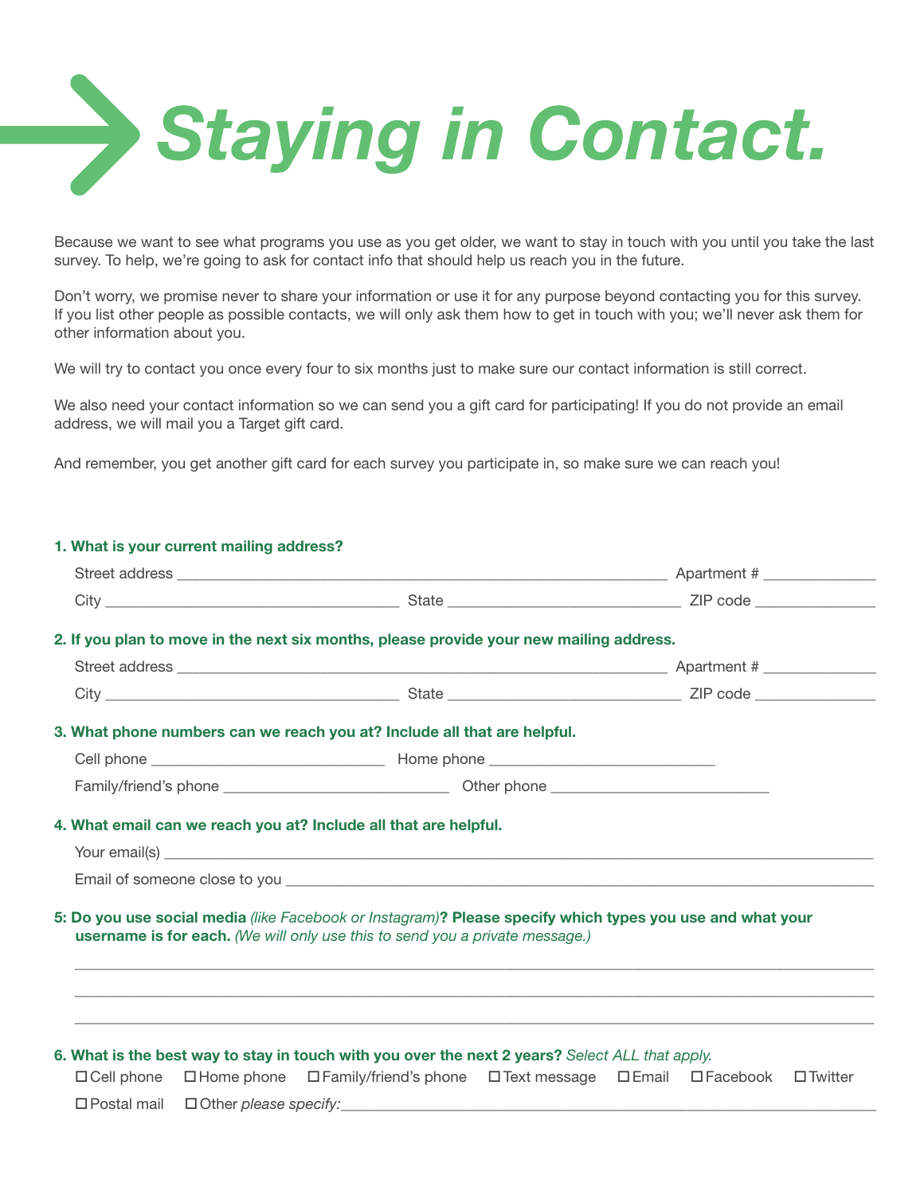# Staying in Contact.

Because we want to see what programs you use as you get older, we want to stay in touch with you until you take the last survey. To help, we're going to ask for contact info that should help us reach you in the future.

Don't worry, we promise never to share your information or use it for any purpose beyond contacting you for this survey. If you list other people as possible contacts, we will only ask them how to get in touch with you; we'll never ask them for other information about you.

We will try to contact you once every four to six months just to make sure our contact information is still correct.

We also need your contact information so we can send you a gift card for participating! If you do not provide an email address, we will mail you a Target gift card.

And remember, you get another gift card for each survey you participate in, so make sure we can reach you!

**1. What is your current mailing address?**

Street address ____________________________________________ Apartment # __________

City __________________________ State _____________________ ZIP code ___________

**2. If you plan to move in the next six months, please provide your new mailing address.**

Street address ____________________________________________ Apartment # __________

City __________________________ State _____________________ ZIP code ___________

**3. What phone numbers can we reach you at? Include all that are helpful.**

Cell phone _____________________ Home phone _____________________

Family/friend's phone _____________________ Other phone _____________________

**4. What email can we reach you at? Include all that are helpful.**

Your email(s) ______________________________________________________________

Email of someone close to you ______________________________________________

**5: Do you use social media** *(like Facebook or Instagram)* **? Please specify which types you use and what your username is for each.** *(We will only use this to send you a private message.)*

_____________________________________________________________________________

_____________________________________________________________________________

_____________________________________________________________________________

**6. What is the best way to stay in touch with you over the next 2 years?** *Select ALL that apply.*

☐ Cell phone ☐ Home phone ☐ Family/friend's phone ☐ Text message ☐ Email ☐ Facebook ☐ Twitter

☐ Postal mail ☐ Other *please specify:* ______________________________________________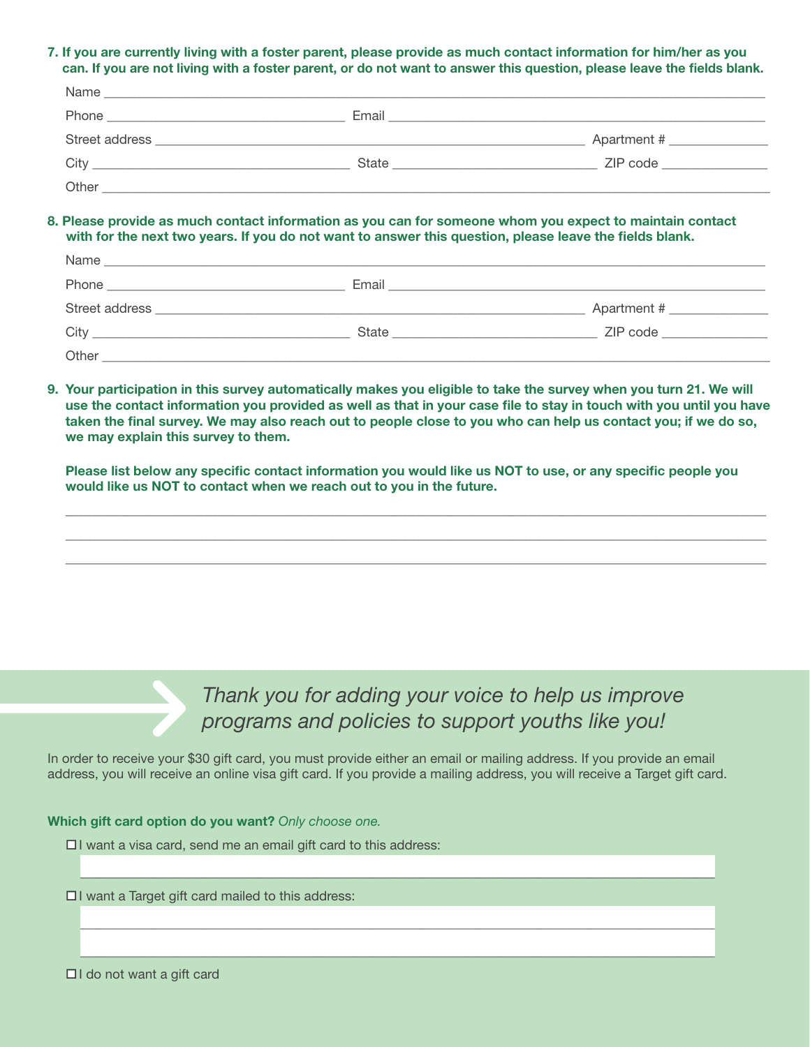**7. If you are currently living with a foster parent, please provide as much contact information for him/her as you can. If you are not living with a foster parent, or do not want to answer this question, please leave the fields blank.**

Name ____________________________________________

Phone ____________________ Email ____________________

Street address ____________________ Apartment # __________

City ____________________ State ____________ ZIP code __________

Other ____________________________________________

**8. Please provide as much contact information as you can for someone whom you expect to maintain contact with for the next two years. If you do not want to answer this question, please leave the fields blank.**

Name ____________________________________________

Phone ____________________ Email ____________________

Street address ____________________ Apartment # __________

City ____________________ State ____________ ZIP code __________

Other ____________________________________________

**9. Your participation in this survey automatically makes you eligible to take the survey when you turn 21. We will use the contact information you provided as well as that in your case file to stay in touch with you until you have taken the final survey. We may also reach out to people close to you who can help us contact you; if we do so, we may explain this survey to them.**

**Please list below any specific contact information you would like us NOT to use, or any specific people you would like us NOT to contact when we reach out to you in the future.**

____________________________________________

____________________________________________

____________________________________________

*Thank you for adding your voice to help us improve programs and policies to support youths like you!*

In order to receive your $30 gift card, you must provide either an email or mailing address. If you provide an email address, you will receive an online visa gift card. If you provide a mailing address, you will receive a Target gift card.

**Which gift card option do you want?** *Only choose one.*

☐ I want a visa card, send me an email gift card to this address:

____________________________________________

☐ I want a Target gift card mailed to this address:

____________________________________________

____________________________________________

☐ I do not want a gift card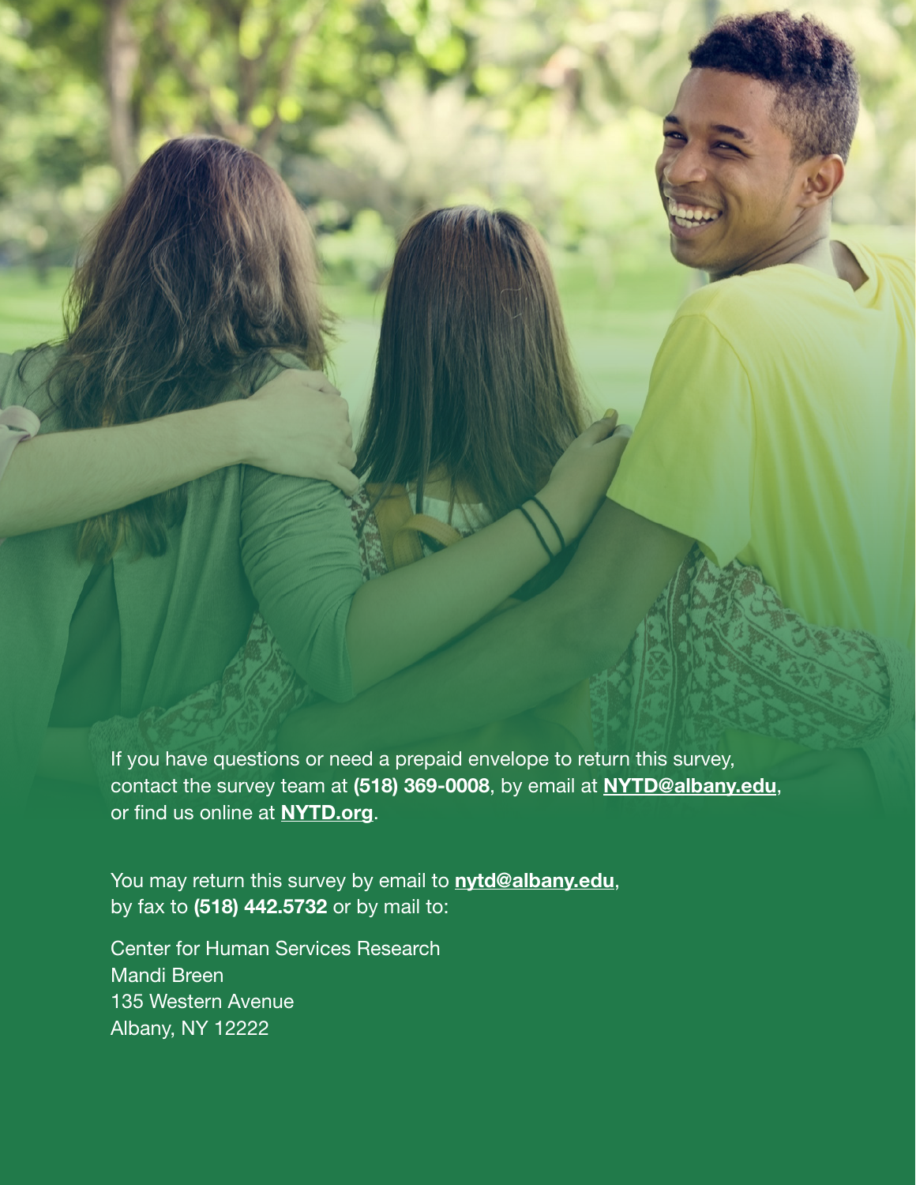If you have questions or need a prepaid envelope to return this survey, contact the survey team at **(518) 369-0008**, by email at **NYTD@albany.edu**, or find us online at **NYTD.org**.

You may return this survey by email to **nytd@albany.edu**, by fax to **(518) 442.5732** or by mail to:

Center for Human Services Research
Mandi Breen
135 Western Avenue
Albany, NY 12222